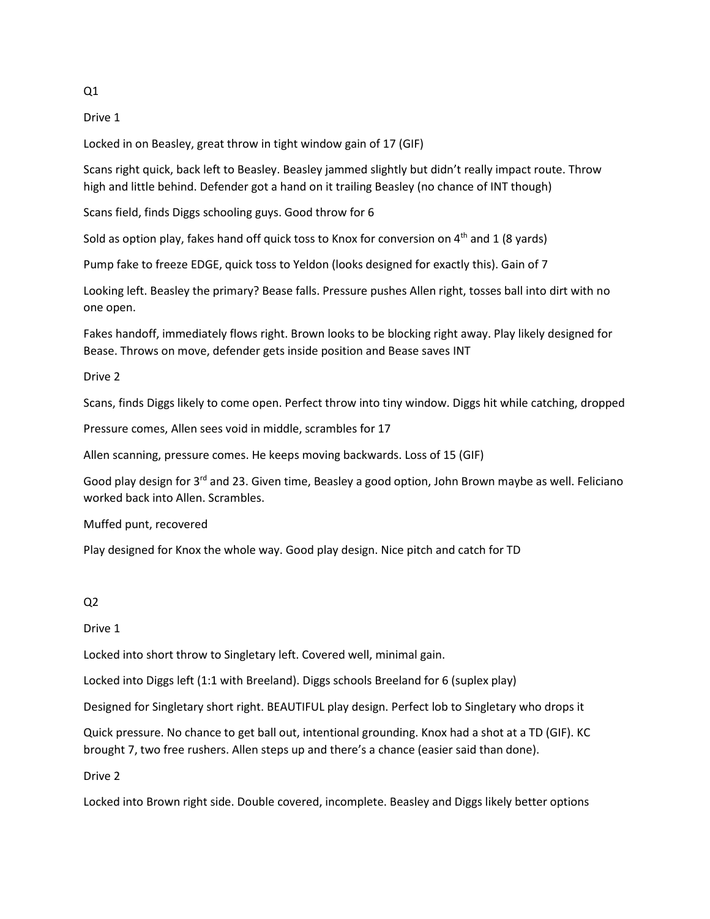Q1

Drive 1

Locked in on Beasley, great throw in tight window gain of 17 (GIF)

Scans right quick, back left to Beasley. Beasley jammed slightly but didn't really impact route. Throw high and little behind. Defender got a hand on it trailing Beasley (no chance of INT though)

Scans field, finds Diggs schooling guys. Good throw for 6

Sold as option play, fakes hand off quick toss to Knox for conversion on 4th and 1 (8 yards)

Pump fake to freeze EDGE, quick toss to Yeldon (looks designed for exactly this). Gain of 7

Looking left. Beasley the primary? Bease falls. Pressure pushes Allen right, tosses ball into dirt with no one open.

Fakes handoff, immediately flows right. Brown looks to be blocking right away. Play likely designed for Bease. Throws on move, defender gets inside position and Bease saves INT

Drive 2

Scans, finds Diggs likely to come open. Perfect throw into tiny window. Diggs hit while catching, dropped

Pressure comes, Allen sees void in middle, scrambles for 17

Allen scanning, pressure comes. He keeps moving backwards. Loss of 15 (GIF)

Good play design for 3rd and 23. Given time, Beasley a good option, John Brown maybe as well. Feliciano worked back into Allen. Scrambles.

Muffed punt, recovered

Play designed for Knox the whole way. Good play design. Nice pitch and catch for TD

Q2

Drive 1

Locked into short throw to Singletary left. Covered well, minimal gain.

Locked into Diggs left (1:1 with Breeland). Diggs schools Breeland for 6 (suplex play)

Designed for Singletary short right. BEAUTIFUL play design. Perfect lob to Singletary who drops it

Quick pressure. No chance to get ball out, intentional grounding. Knox had a shot at a TD (GIF). KC brought 7, two free rushers. Allen steps up and there's a chance (easier said than done).

Drive 2

Locked into Brown right side. Double covered, incomplete. Beasley and Diggs likely better options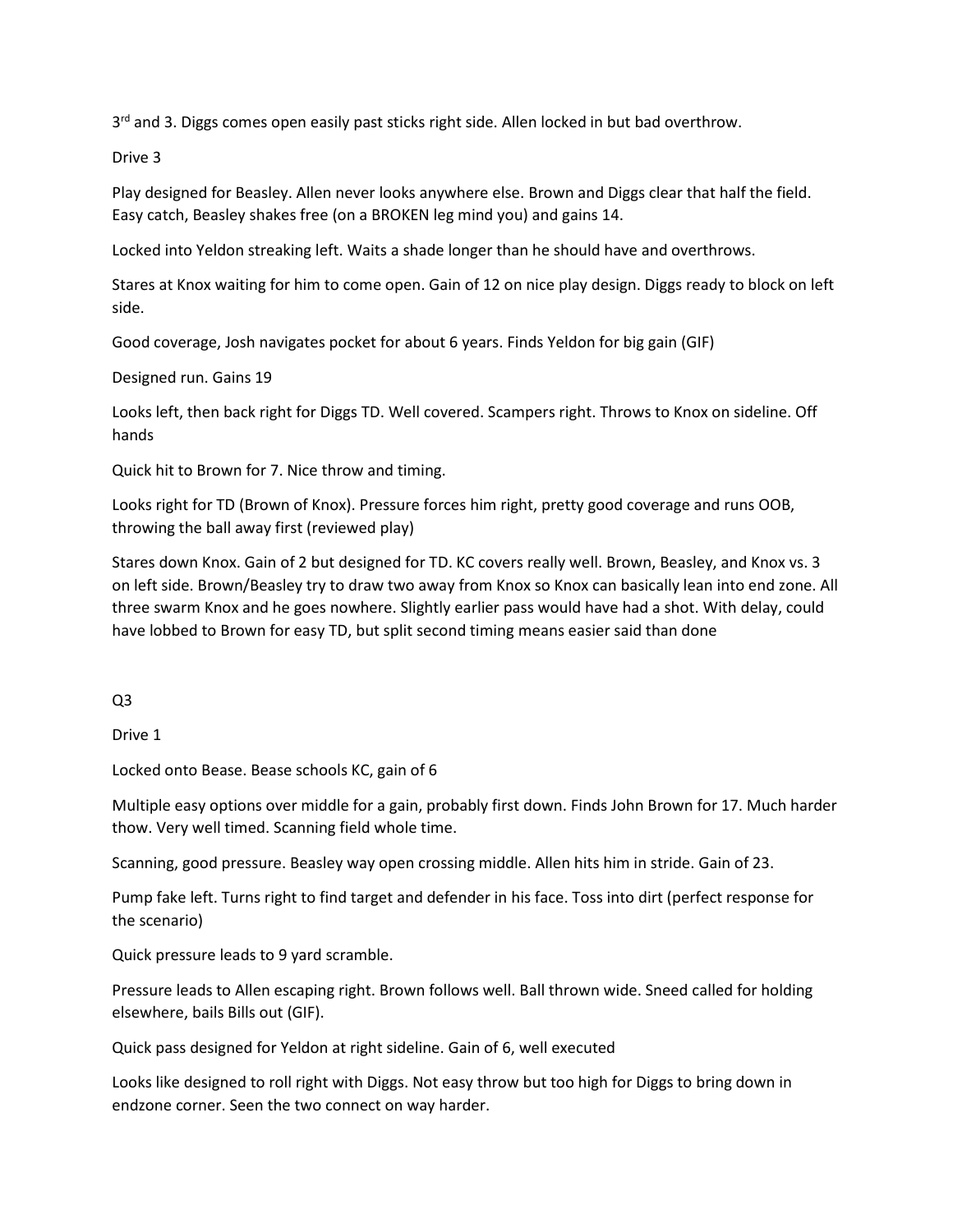3rd and 3. Diggs comes open easily past sticks right side. Allen locked in but bad overthrow.

Drive 3

Play designed for Beasley. Allen never looks anywhere else. Brown and Diggs clear that half the field. Easy catch, Beasley shakes free (on a BROKEN leg mind you) and gains 14.

Locked into Yeldon streaking left. Waits a shade longer than he should have and overthrows.

Stares at Knox waiting for him to come open. Gain of 12 on nice play design. Diggs ready to block on left side.

Good coverage, Josh navigates pocket for about 6 years. Finds Yeldon for big gain (GIF)

Designed run. Gains 19

Looks left, then back right for Diggs TD. Well covered. Scampers right. Throws to Knox on sideline. Off hands

Quick hit to Brown for 7. Nice throw and timing.

Looks right for TD (Brown of Knox). Pressure forces him right, pretty good coverage and runs OOB, throwing the ball away first (reviewed play)

Stares down Knox. Gain of 2 but designed for TD. KC covers really well. Brown, Beasley, and Knox vs. 3 on left side. Brown/Beasley try to draw two away from Knox so Knox can basically lean into end zone. All three swarm Knox and he goes nowhere. Slightly earlier pass would have had a shot. With delay, could have lobbed to Brown for easy TD, but split second timing means easier said than done

Q3

Drive 1

Locked onto Bease. Bease schools KC, gain of 6

Multiple easy options over middle for a gain, probably first down. Finds John Brown for 17. Much harder thow. Very well timed. Scanning field whole time.

Scanning, good pressure. Beasley way open crossing middle. Allen hits him in stride. Gain of 23.

Pump fake left. Turns right to find target and defender in his face. Toss into dirt (perfect response for the scenario)

Quick pressure leads to 9 yard scramble.

Pressure leads to Allen escaping right. Brown follows well. Ball thrown wide. Sneed called for holding elsewhere, bails Bills out (GIF).

Quick pass designed for Yeldon at right sideline. Gain of 6, well executed

Looks like designed to roll right with Diggs. Not easy throw but too high for Diggs to bring down in endzone corner. Seen the two connect on way harder.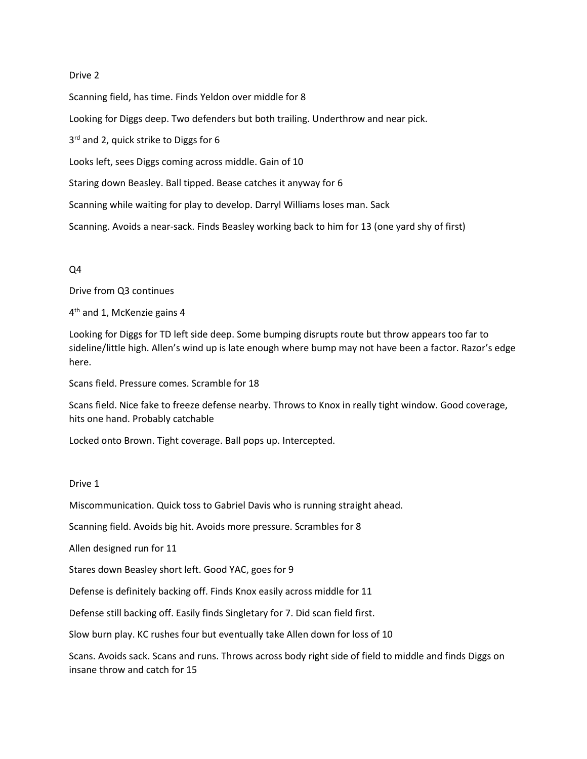Drive 2

Scanning field, has time. Finds Yeldon over middle for 8

Looking for Diggs deep. Two defenders but both trailing. Underthrow and near pick.

3rd and 2, quick strike to Diggs for 6

Looks left, sees Diggs coming across middle. Gain of 10

Staring down Beasley. Ball tipped. Bease catches it anyway for 6

Scanning while waiting for play to develop. Darryl Williams loses man. Sack

Scanning. Avoids a near-sack. Finds Beasley working back to him for 13 (one yard shy of first)

Q4

Drive from Q3 continues

4th and 1, McKenzie gains 4

Looking for Diggs for TD left side deep. Some bumping disrupts route but throw appears too far to sideline/little high. Allen's wind up is late enough where bump may not have been a factor. Razor's edge here.

Scans field. Pressure comes. Scramble for 18

Scans field. Nice fake to freeze defense nearby. Throws to Knox in really tight window. Good coverage, hits one hand. Probably catchable

Locked onto Brown. Tight coverage. Ball pops up. Intercepted.

Drive 1

Miscommunication. Quick toss to Gabriel Davis who is running straight ahead.

Scanning field. Avoids big hit. Avoids more pressure. Scrambles for 8

Allen designed run for 11

Stares down Beasley short left. Good YAC, goes for 9

Defense is definitely backing off. Finds Knox easily across middle for 11

Defense still backing off. Easily finds Singletary for 7. Did scan field first.

Slow burn play. KC rushes four but eventually take Allen down for loss of 10

Scans. Avoids sack. Scans and runs. Throws across body right side of field to middle and finds Diggs on insane throw and catch for 15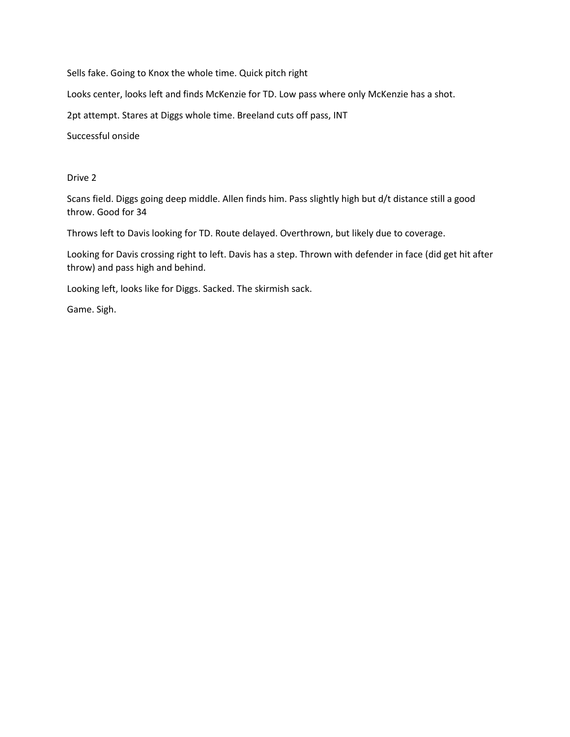Sells fake. Going to Knox the whole time. Quick pitch right

Looks center, looks left and finds McKenzie for TD. Low pass where only McKenzie has a shot.

2pt attempt. Stares at Diggs whole time. Breeland cuts off pass, INT

Successful onside

Drive 2

Scans field. Diggs going deep middle. Allen finds him. Pass slightly high but d/t distance still a good throw. Good for 34

Throws left to Davis looking for TD. Route delayed. Overthrown, but likely due to coverage.

Looking for Davis crossing right to left. Davis has a step. Thrown with defender in face (did get hit after throw) and pass high and behind.

Looking left, looks like for Diggs. Sacked. The skirmish sack.

Game. Sigh.